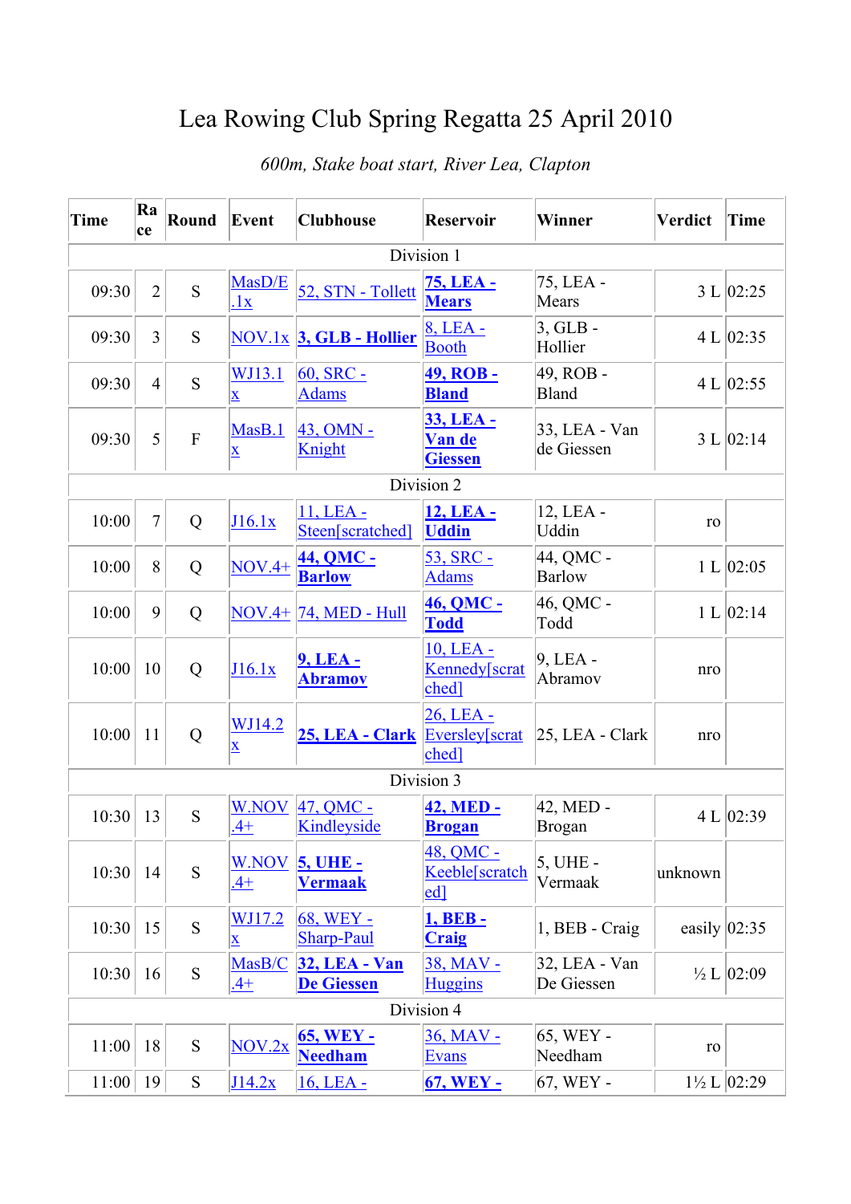# Lea Rowing Club Spring Regatta 25 April 2010

*600m, Stake boat start, River Lea, Clapton*

| Time | Race | Round | Event | Clubhouse | Reservoir | Winner | Verdict | Time |
|---|---|---|---|---|---|---|---|---|
| Division 1 | | | | | | | | |
| 09:30 | 2 | S | MasD/E.1x | 52, STN - Tollett | **75, LEA - Mears** | 75, LEA - Mears | 3 L | 02:25 |
| 09:30 | 3 | S | NOV.1x | **3, GLB - Hollier** | 8, LEA - Booth | 3, GLB - Hollier | 4 L | 02:35 |
| 09:30 | 4 | S | WJ13.1x | 60, SRC - Adams | **49, ROB - Bland** | 49, ROB - Bland | 4 L | 02:55 |
| 09:30 | 5 | F | MasB.1x | 43, OMN - Knight | **33, LEA - Van de Giessen** | 33, LEA - Van de Giessen | 3 L | 02:14 |
| Division 2 | | | | | | | | |
| 10:00 | 7 | Q | J16.1x | 11, LEA - Steen[scratched] | **12, LEA - Uddin** | 12, LEA - Uddin | ro | |
| 10:00 | 8 | Q | NOV.4+ | **44, QMC - Barlow** | 53, SRC - Adams | 44, QMC - Barlow | 1 L | 02:05 |
| 10:00 | 9 | Q | NOV.4+ | 74, MED - Hull | **46, QMC - Todd** | 46, QMC - Todd | 1 L | 02:14 |
| 10:00 | 10 | Q | J16.1x | **9, LEA - Abramov** | 10, LEA - Kennedy[scratched] | 9, LEA - Abramov | nro | |
| 10:00 | 11 | Q | WJ14.2x | **25, LEA - Clark** | 26, LEA - Eversley[scratched] | 25, LEA - Clark | nro | |
| Division 3 | | | | | | | | |
| 10:30 | 13 | S | W.NOV.4+ | 47, QMC - Kindleyside | **42, MED - Brogan** | 42, MED - Brogan | 4 L | 02:39 |
| 10:30 | 14 | S | W.NOV.4+ | **5, UHE - Vermaak** | 48, QMC - Keeble[scratched] | 5, UHE - Vermaak | unknown | |
| 10:30 | 15 | S | WJ17.2x | 68, WEY - Sharp-Paul | **1, BEB - Craig** | 1, BEB - Craig | easily | 02:35 |
| 10:30 | 16 | S | MasB/C.4+ | **32, LEA - Van De Giessen** | 38, MAV - Huggins | 32, LEA - Van De Giessen | ½ L | 02:09 |
| Division 4 | | | | | | | | |
| 11:00 | 18 | S | NOV.2x | **65, WEY - Needham** | 36, MAV - Evans | 65, WEY - Needham | ro | |
| 11:00 | 19 | S | J14.2x | 16, LEA - | **67, WEY -** | 67, WEY - | 1½ L | 02:29 |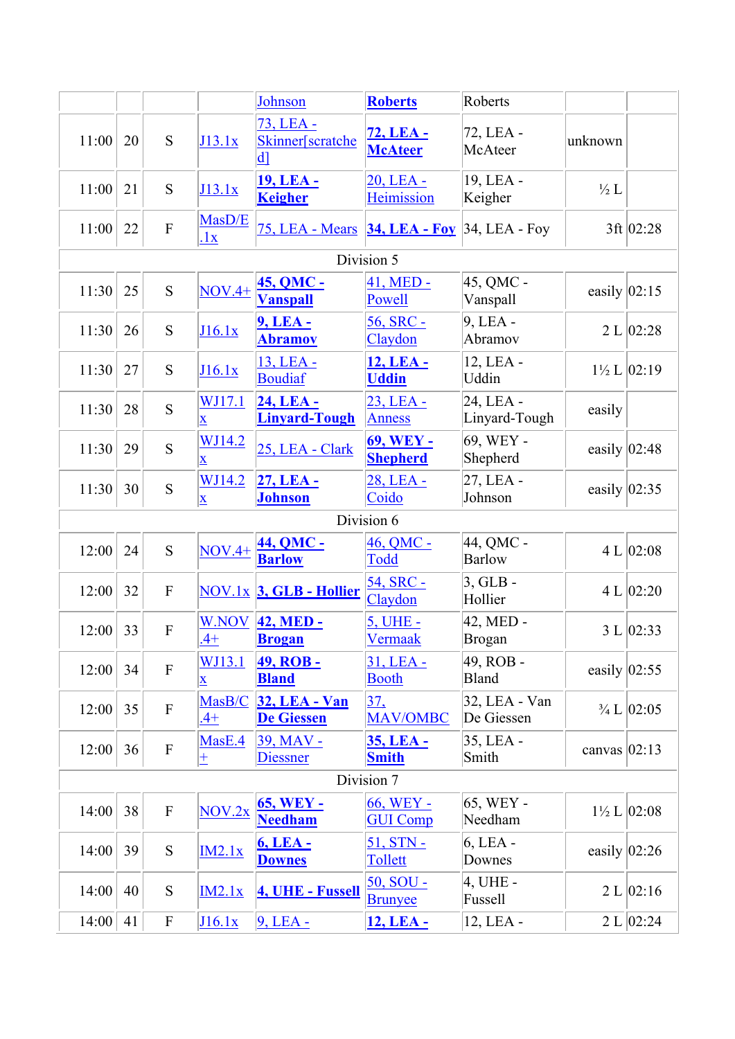| | | | | Johnson | **Roberts** | Roberts | | |
|---|---|---|---|---|---|---|---|---|
| 11:00 | 20 | S | J13.1x | 73, LEA - Skinner[scratched] | **72, LEA - McAteer** | 72, LEA - McAteer | unknown | |
| 11:00 | 21 | S | J13.1x | **19, LEA - Keigher** | 20, LEA - Heimission | 19, LEA - Keigher | ½ L | |
| 11:00 | 22 | F | MasD/E.1x | 75, LEA - Mears | **34, LEA - Foy** | 34, LEA - Foy | 3ft | 02:28 |
| Division 5 | | | | | | | | |
| 11:30 | 25 | S | NOV.4+ | **45, QMC - Vanspall** | 41, MED - Powell | 45, QMC - Vanspall | easily | 02:15 |
| 11:30 | 26 | S | J16.1x | **9, LEA - Abramov** | 56, SRC - Claydon | 9, LEA - Abramov | 2 L | 02:28 |
| 11:30 | 27 | S | J16.1x | 13, LEA - Boudiaf | **12, LEA - Uddin** | 12, LEA - Uddin | 1½ L | 02:19 |
| 11:30 | 28 | S | WJ17.1x | **24, LEA - Linyard-Tough** | 23, LEA - Anness | 24, LEA - Linyard-Tough | easily | |
| 11:30 | 29 | S | WJ14.2x | 25, LEA - Clark | **69, WEY - Shepherd** | 69, WEY - Shepherd | easily | 02:48 |
| 11:30 | 30 | S | WJ14.2x | **27, LEA - Johnson** | 28, LEA - Coido | 27, LEA - Johnson | easily | 02:35 |
| Division 6 | | | | | | | | |
| 12:00 | 24 | S | NOV.4+ | **44, QMC - Barlow** | 46, QMC - Todd | 44, QMC - Barlow | 4 L | 02:08 |
| 12:00 | 32 | F | NOV.1x | **3, GLB - Hollier** | 54, SRC - Claydon | 3, GLB - Hollier | 4 L | 02:20 |
| 12:00 | 33 | F | W.NOV.4+ | **42, MED - Brogan** | 5, UHE - Vermaak | 42, MED - Brogan | 3 L | 02:33 |
| 12:00 | 34 | F | WJ13.1x | **49, ROB - Bland** | 31, LEA - Booth | 49, ROB - Bland | easily | 02:55 |
| 12:00 | 35 | F | MasB/C.4+ | **32, LEA - Van De Giessen** | 37, MAV/OMBC | 32, LEA - Van De Giessen | ¾ L | 02:05 |
| 12:00 | 36 | F | MasE.4+ | 39, MAV - Diessner | **35, LEA - Smith** | 35, LEA - Smith | canvas | 02:13 |
| Division 7 | | | | | | | | |
| 14:00 | 38 | F | NOV.2x | **65, WEY - Needham** | 66, WEY - GUI Comp | 65, WEY - Needham | 1½ L | 02:08 |
| 14:00 | 39 | S | IM2.1x | **6, LEA - Downes** | 51, STN - Tollett | 6, LEA - Downes | easily | 02:26 |
| 14:00 | 40 | S | IM2.1x | **4, UHE - Fussell** | 50, SOU - Brunyee | 4, UHE - Fussell | 2 L | 02:16 |
| 14:00 | 41 | F | J16.1x | 9, LEA - | **12, LEA -** | 12, LEA - | 2 L | 02:24 |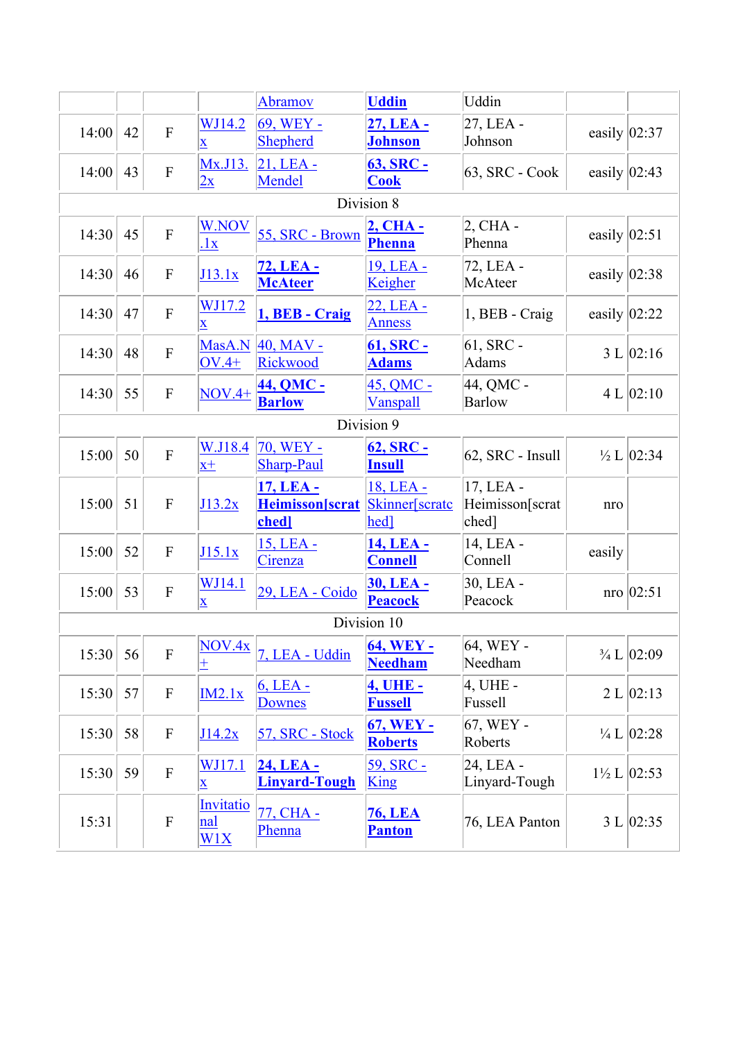| | | | | | | | | |
|---|---|---|---|---|---|---|---|---|
| | | | | Abramov | **Uddin** | Uddin | | |
| 14:00 | 42 | F | WJ14.2x | 69, WEY - Shepherd | **27, LEA - Johnson** | 27, LEA - Johnson | easily | 02:37 |
| 14:00 | 43 | F | Mx.J13.2x | 21, LEA - Mendel | **63, SRC - Cook** | 63, SRC - Cook | easily | 02:43 |
| Division 8 | | | | | | | | |
| 14:30 | 45 | F | W.NOV.1x | 55, SRC - Brown | **2, CHA - Phenna** | 2, CHA - Phenna | easily | 02:51 |
| 14:30 | 46 | F | J13.1x | **72, LEA - McAteer** | 19, LEA - Keigher | 72, LEA - McAteer | easily | 02:38 |
| 14:30 | 47 | F | WJ17.2x | **1, BEB - Craig** | 22, LEA - Anness | 1, BEB - Craig | easily | 02:22 |
| 14:30 | 48 | F | MasA.NOV.4+ | 40, MAV - Rickwood | **61, SRC - Adams** | 61, SRC - Adams | 3 L | 02:16 |
| 14:30 | 55 | F | NOV.4+ | **44, QMC - Barlow** | 45, QMC - Vanspall | 44, QMC - Barlow | 4 L | 02:10 |
| Division 9 | | | | | | | | |
| 15:00 | 50 | F | W.J18.4x+ | 70, WEY - Sharp-Paul | **62, SRC - Insull** | 62, SRC - Insull | ½ L | 02:34 |
| 15:00 | 51 | F | J13.2x | **17, LEA - Heimisson[scratched]** | 18, LEA - Skinner[scratched] | 17, LEA - Heimisson[scratched] | nro | |
| 15:00 | 52 | F | J15.1x | 15, LEA - Cirenza | **14, LEA - Connell** | 14, LEA - Connell | easily | |
| 15:00 | 53 | F | WJ14.1x | 29, LEA - Coido | **30, LEA - Peacock** | 30, LEA - Peacock | nro | 02:51 |
| Division 10 | | | | | | | | |
| 15:30 | 56 | F | NOV.4x+ | 7, LEA - Uddin | **64, WEY - Needham** | 64, WEY - Needham | ¾ L | 02:09 |
| 15:30 | 57 | F | IM2.1x | 6, LEA - Downes | **4, UHE - Fussell** | 4, UHE - Fussell | 2 L | 02:13 |
| 15:30 | 58 | F | J14.2x | 57, SRC - Stock | **67, WEY - Roberts** | 67, WEY - Roberts | ¼ L | 02:28 |
| 15:30 | 59 | F | WJ17.1x | **24, LEA - Linyard-Tough** | 59, SRC - King | 24, LEA - Linyard-Tough | 1½ L | 02:53 |
| 15:31 | | F | Invitational W1X | 77, CHA - Phenna | **76, LEA Panton** | 76, LEA Panton | 3 L | 02:35 |